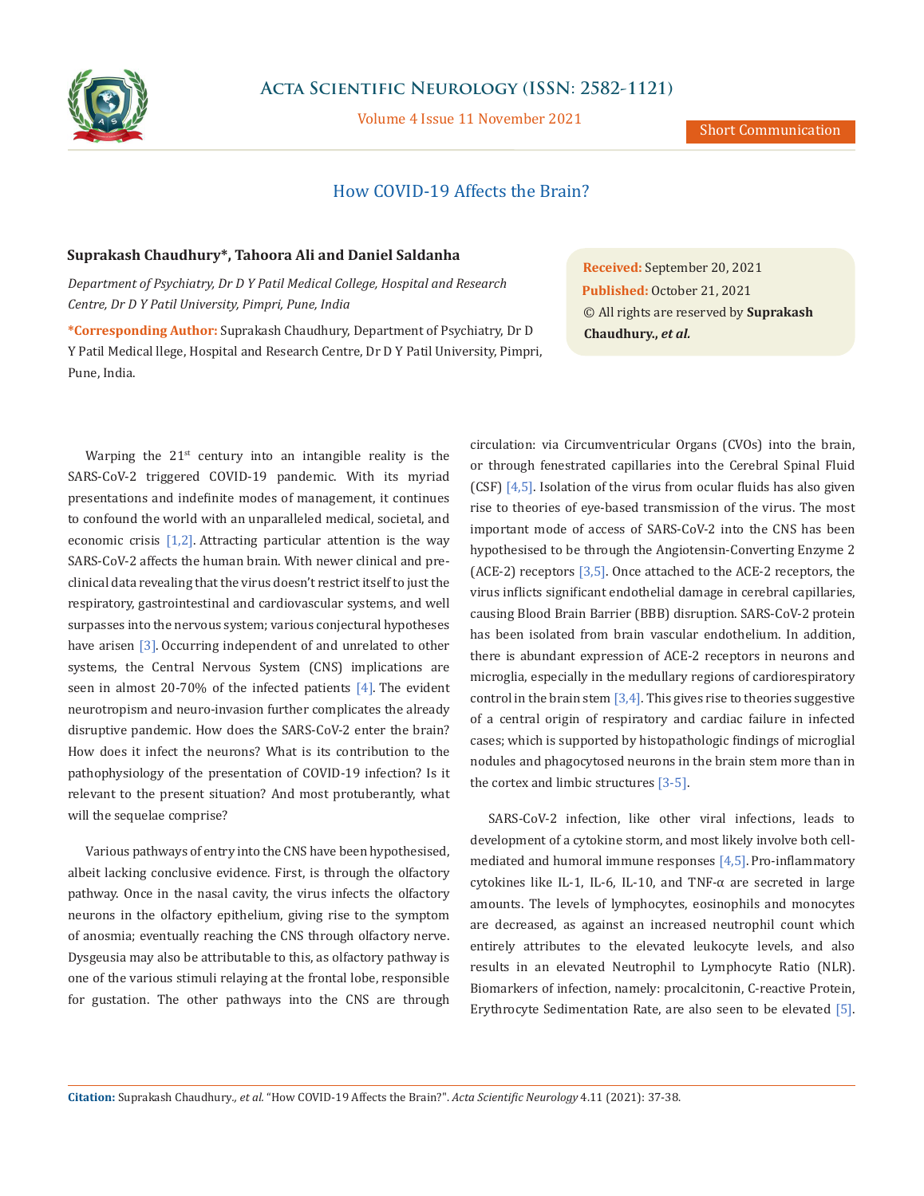Short Communication

# How COVID-19 Affects the Brain?

**Suprakash Chaudhury\*, Tahoora Ali and Daniel Saldanha**

*Department of Psychiatry, Dr D Y Patil Medical College, Hospital and Research Centre, Dr D Y Patil University, Pimpri, Pune, India*

**\*Corresponding Author:** Suprakash Chaudhury, Department of Psychiatry, Dr D Y Patil Medical llege, Hospital and Research Centre, Dr D Y Patil University, Pimpri, Pune, India.

**Received:** September 20, 2021
**Published:** October 21, 2021
© All rights are reserved by **Suprakash Chaudhury.,** ***et al.***

Warping the 21$^{st}$ century into an intangible reality is the SARS-CoV-2 triggered COVID-19 pandemic. With its myriad presentations and indefinite modes of management, it continues to confound the world with an unparalleled medical, societal, and economic crisis [1,2]. Attracting particular attention is the way SARS-CoV-2 affects the human brain. With newer clinical and pre-clinical data revealing that the virus doesn't restrict itself to just the respiratory, gastrointestinal and cardiovascular systems, and well surpasses into the nervous system; various conjectural hypotheses have arisen [3]. Occurring independent of and unrelated to other systems, the Central Nervous System (CNS) implications are seen in almost 20-70% of the infected patients [4]. The evident neurotropism and neuro-invasion further complicates the already disruptive pandemic. How does the SARS-CoV-2 enter the brain? How does it infect the neurons? What is its contribution to the pathophysiology of the presentation of COVID-19 infection? Is it relevant to the present situation? And most protuberantly, what will the sequelae comprise?

Various pathways of entry into the CNS have been hypothesised, albeit lacking conclusive evidence. First, is through the olfactory pathway. Once in the nasal cavity, the virus infects the olfactory neurons in the olfactory epithelium, giving rise to the symptom of anosmia; eventually reaching the CNS through olfactory nerve. Dysgeusia may also be attributable to this, as olfactory pathway is one of the various stimuli relaying at the frontal lobe, responsible for gustation. The other pathways into the CNS are through circulation: via Circumventricular Organs (CVOs) into the brain, or through fenestrated capillaries into the Cerebral Spinal Fluid (CSF) [4,5]. Isolation of the virus from ocular fluids has also given rise to theories of eye-based transmission of the virus. The most important mode of access of SARS-CoV-2 into the CNS has been hypothesised to be through the Angiotensin-Converting Enzyme 2 (ACE-2) receptors [3,5]. Once attached to the ACE-2 receptors, the virus inflicts significant endothelial damage in cerebral capillaries, causing Blood Brain Barrier (BBB) disruption. SARS-CoV-2 protein has been isolated from brain vascular endothelium. In addition, there is abundant expression of ACE-2 receptors in neurons and microglia, especially in the medullary regions of cardiorespiratory control in the brain stem [3,4]. This gives rise to theories suggestive of a central origin of respiratory and cardiac failure in infected cases; which is supported by histopathologic findings of microglial nodules and phagocytosed neurons in the brain stem more than in the cortex and limbic structures [3-5].

SARS-CoV-2 infection, like other viral infections, leads to development of a cytokine storm, and most likely involve both cell-mediated and humoral immune responses [4,5]. Pro-inflammatory cytokines like IL-1, IL-6, IL-10, and TNF-α are secreted in large amounts. The levels of lymphocytes, eosinophils and monocytes are decreased, as against an increased neutrophil count which entirely attributes to the elevated leukocyte levels, and also results in an elevated Neutrophil to Lymphocyte Ratio (NLR). Biomarkers of infection, namely: procalcitonin, C-reactive Protein, Erythrocyte Sedimentation Rate, are also seen to be elevated [5].

**Citation:** Suprakash Chaudhury., *et al.* "How COVID-19 Affects the Brain?". *Acta Scientific Neurology* 4.11 (2021): 37-38.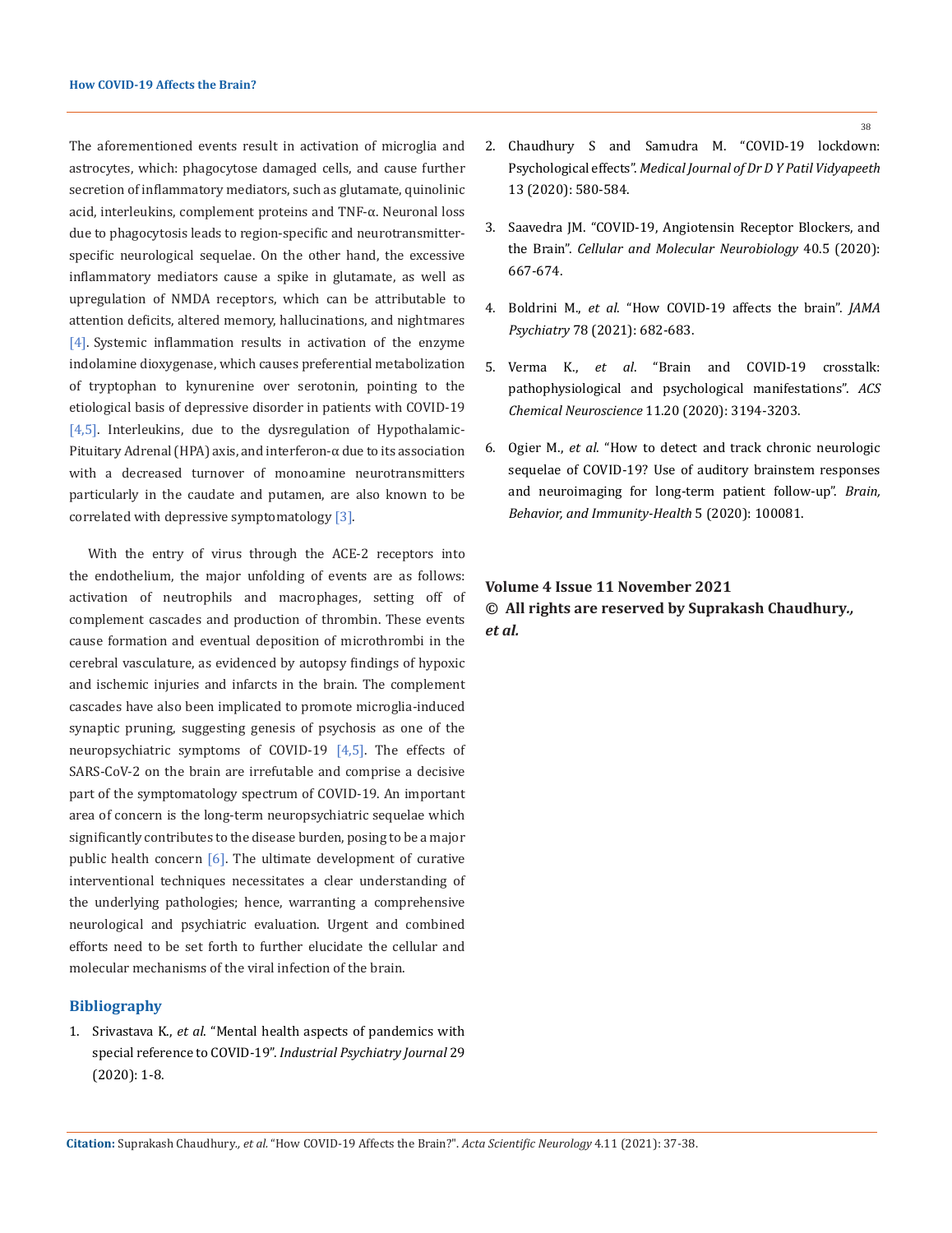The aforementioned events result in activation of microglia and astrocytes, which: phagocytose damaged cells, and cause further secretion of inflammatory mediators, such as glutamate, quinolinic acid, interleukins, complement proteins and TNF-α. Neuronal loss due to phagocytosis leads to region-specific and neurotransmitter-specific neurological sequelae. On the other hand, the excessive inflammatory mediators cause a spike in glutamate, as well as upregulation of NMDA receptors, which can be attributable to attention deficits, altered memory, hallucinations, and nightmares [4]. Systemic inflammation results in activation of the enzyme indolamine dioxygenase, which causes preferential metabolization of tryptophan to kynurenine over serotonin, pointing to the etiological basis of depressive disorder in patients with COVID-19 [4,5]. Interleukins, due to the dysregulation of Hypothalamic-Pituitary Adrenal (HPA) axis, and interferon-α due to its association with a decreased turnover of monoamine neurotransmitters particularly in the caudate and putamen, are also known to be correlated with depressive symptomatology [3].

With the entry of virus through the ACE-2 receptors into the endothelium, the major unfolding of events are as follows: activation of neutrophils and macrophages, setting off of complement cascades and production of thrombin. These events cause formation and eventual deposition of microthrombi in the cerebral vasculature, as evidenced by autopsy findings of hypoxic and ischemic injuries and infarcts in the brain. The complement cascades have also been implicated to promote microglia-induced synaptic pruning, suggesting genesis of psychosis as one of the neuropsychiatric symptoms of COVID-19 [4,5]. The effects of SARS-CoV-2 on the brain are irrefutable and comprise a decisive part of the symptomatology spectrum of COVID-19. An important area of concern is the long-term neuropsychiatric sequelae which significantly contributes to the disease burden, posing to be a major public health concern [6]. The ultimate development of curative interventional techniques necessitates a clear understanding of the underlying pathologies; hence, warranting a comprehensive neurological and psychiatric evaluation. Urgent and combined efforts need to be set forth to further elucidate the cellular and molecular mechanisms of the viral infection of the brain.

## Bibliography

1. Srivastava K., *et al*. "Mental health aspects of pandemics with special reference to COVID-19". *Industrial Psychiatry Journal* 29 (2020): 1-8.
2. Chaudhury S and Samudra M. "COVID-19 lockdown: Psychological effects". *Medical Journal of Dr D Y Patil Vidyapeeth* 13 (2020): 580-584.
3. Saavedra JM. "COVID-19, Angiotensin Receptor Blockers, and the Brain". *Cellular and Molecular Neurobiology* 40.5 (2020): 667-674.
4. Boldrini M., *et al*. "How COVID-19 affects the brain". *JAMA Psychiatry* 78 (2021): 682-683.
5. Verma K., *et al*. "Brain and COVID-19 crosstalk: pathophysiological and psychological manifestations". *ACS Chemical Neuroscience* 11.20 (2020): 3194-3203.
6. Ogier M., *et al*. "How to detect and track chronic neurologic sequelae of COVID-19? Use of auditory brainstem responses and neuroimaging for long-term patient follow-up". *Brain, Behavior, and Immunity-Health* 5 (2020): 100081.

**Volume 4 Issue 11 November 2021**
**© All rights are reserved by Suprakash Chaudhury., *et al.***